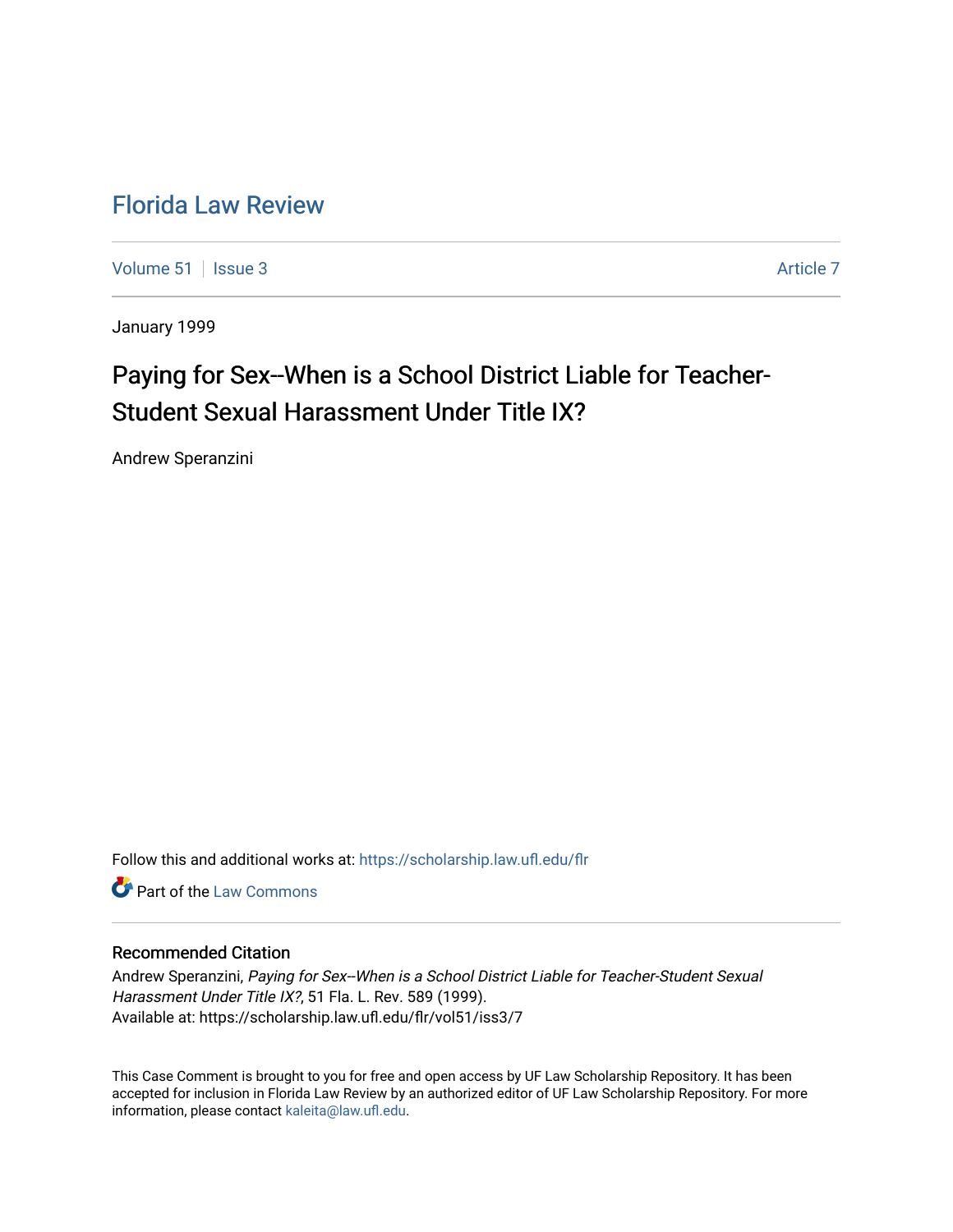# Florida Law Review

Volume 51 | Issue 3 Article 7

January 1999

## Paying for Sex--When is a School District Liable for Teacher-Student Sexual Harassment Under Title IX?

Andrew Speranzini

Follow this and additional works at: https://scholarship.law.ufl.edu/flr

Part of the Law Commons

### Recommended Citation

Andrew Speranzini, *Paying for Sex--When is a School District Liable for Teacher-Student Sexual Harassment Under Title IX?*, 51 Fla. L. Rev. 589 (1999).
Available at: https://scholarship.law.ufl.edu/flr/vol51/iss3/7

This Case Comment is brought to you for free and open access by UF Law Scholarship Repository. It has been accepted for inclusion in Florida Law Review by an authorized editor of UF Law Scholarship Repository. For more information, please contact kaleita@law.ufl.edu.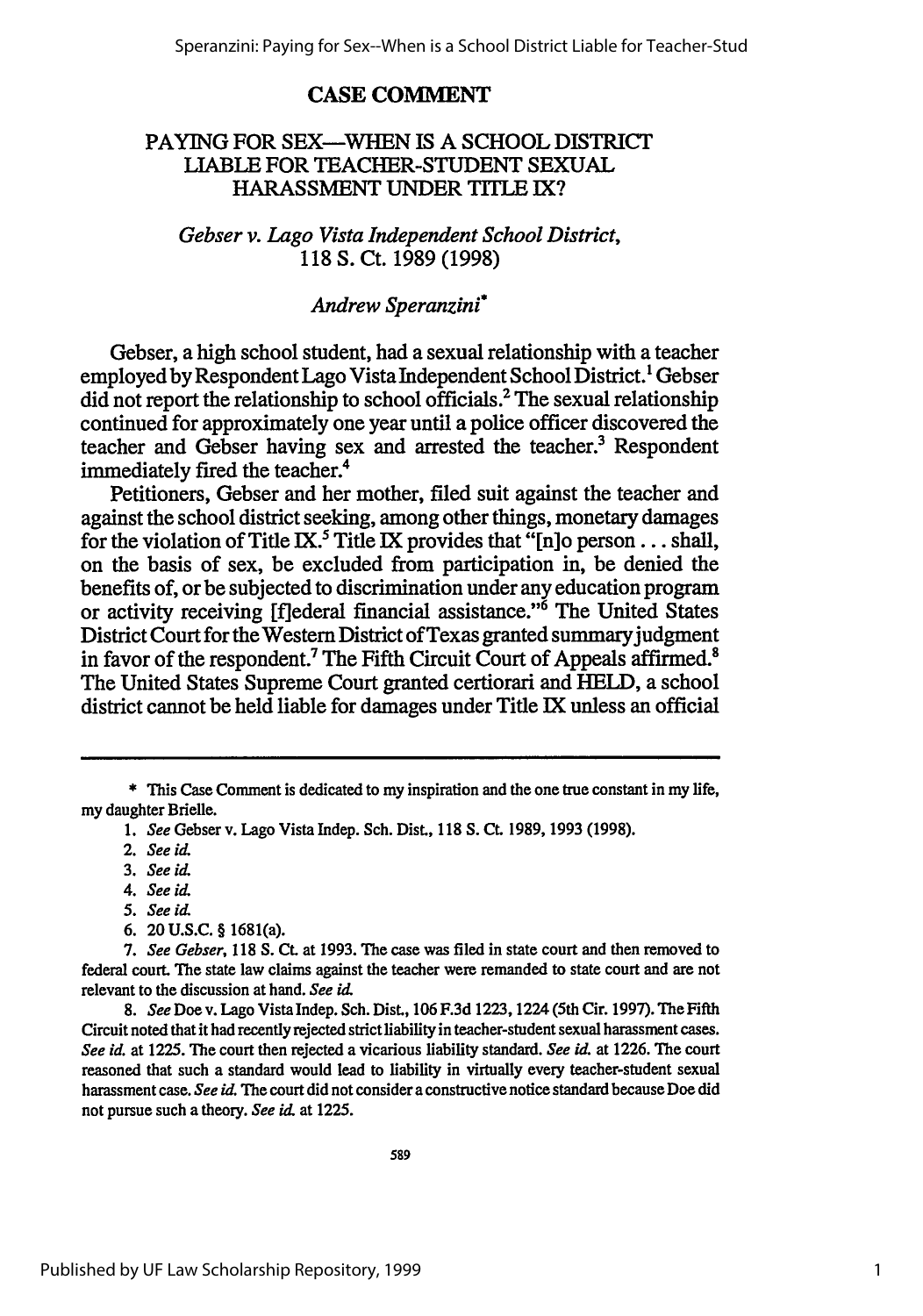## CASE COMMENT

### PAYING FOR SEX—WHEN IS A SCHOOL DISTRICT LIABLE FOR TEACHER-STUDENT SEXUAL HARASSMENT UNDER TITLE IX?

*Gebser v. Lago Vista Independent School District*, 118 S. Ct. 1989 (1998)

*Andrew Speranzini*\*

Gebser, a high school student, had a sexual relationship with a teacher employed by Respondent Lago Vista Independent School District.[1] Gebser did not report the relationship to school officials.[2] The sexual relationship continued for approximately one year until a police officer discovered the teacher and Gebser having sex and arrested the teacher.[3] Respondent immediately fired the teacher.[4]

Petitioners, Gebser and her mother, filed suit against the teacher and against the school district seeking, among other things, monetary damages for the violation of Title IX.[5] Title IX provides that "[n]o person . . . shall, on the basis of sex, be excluded from participation in, be denied the benefits of, or be subjected to discrimination under any education program or activity receiving [f]ederal financial assistance."[6] The United States District Court for the Western District of Texas granted summary judgment in favor of the respondent.[7] The Fifth Circuit Court of Appeals affirmed.[8] The United States Supreme Court granted certiorari and HELD, a school district cannot be held liable for damages under Title IX unless an official

---

\* This Case Comment is dedicated to my inspiration and the one true constant in my life, my daughter Brielle.

1. *See* Gebser v. Lago Vista Indep. Sch. Dist., 118 S. Ct. 1989, 1993 (1998).

2. *See id.*

3. *See id.*

4. *See id.*

5. *See id.*

6. 20 U.S.C. § 1681(a).

7. *See Gebser*, 118 S. Ct. at 1993. The case was filed in state court and then removed to federal court. The state law claims against the teacher were remanded to state court and are not relevant to the discussion at hand. *See id.*

8. *See* Doe v. Lago Vista Indep. Sch. Dist., 106 F.3d 1223, 1224 (5th Cir. 1997). The Fifth Circuit noted that it had recently rejected strict liability in teacher-student sexual harassment cases. *See id.* at 1225. The court then rejected a vicarious liability standard. *See id.* at 1226. The court reasoned that such a standard would lead to liability in virtually every teacher-student sexual harassment case. *See id.* The court did not consider a constructive notice standard because Doe did not pursue such a theory. *See id.* at 1225.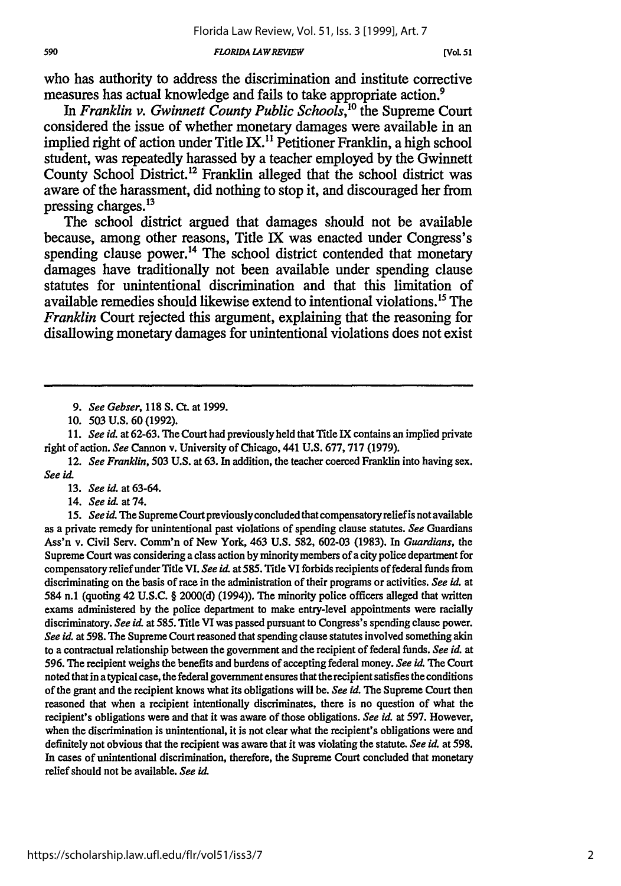who has authority to address the discrimination and institute corrective measures has actual knowledge and fails to take appropriate action.[9]

In *Franklin v. Gwinnett County Public Schools*,[10] the Supreme Court considered the issue of whether monetary damages were available in an implied right of action under Title IX.[11] Petitioner Franklin, a high school student, was repeatedly harassed by a teacher employed by the Gwinnett County School District.[12] Franklin alleged that the school district was aware of the harassment, did nothing to stop it, and discouraged her from pressing charges.[13]

The school district argued that damages should not be available because, among other reasons, Title IX was enacted under Congress's spending clause power.[14] The school district contended that monetary damages have traditionally not been available under spending clause statutes for unintentional discrimination and that this limitation of available remedies should likewise extend to intentional violations.[15] The *Franklin* Court rejected this argument, explaining that the reasoning for disallowing monetary damages for unintentional violations does not exist

---

9. *See Gebser*, 118 S. Ct. at 1999.

10. 503 U.S. 60 (1992).

11. *See id.* at 62-63. The Court had previously held that Title IX contains an implied private right of action. *See* Cannon v. University of Chicago, 441 U.S. 677, 717 (1979).

12. *See Franklin*, 503 U.S. at 63. In addition, the teacher coerced Franklin into having sex. *See id.*

13. *See id.* at 63-64.

14. *See id.* at 74.

15. *See id.* The Supreme Court previously concluded that compensatory relief is not available as a private remedy for unintentional past violations of spending clause statutes. *See* Guardians Ass'n v. Civil Serv. Comm'n of New York, 463 U.S. 582, 602-03 (1983). In *Guardians*, the Supreme Court was considering a class action by minority members of a city police department for compensatory relief under Title VI. *See id.* at 585. Title VI forbids recipients of federal funds from discriminating on the basis of race in the administration of their programs or activities. *See id.* at 584 n.1 (quoting 42 U.S.C. § 2000(d) (1994)). The minority police officers alleged that written exams administered by the police department to make entry-level appointments were racially discriminatory. *See id.* at 585. Title VI was passed pursuant to Congress's spending clause power. *See id.* at 598. The Supreme Court reasoned that spending clause statutes involved something akin to a contractual relationship between the government and the recipient of federal funds. *See id.* at 596. The recipient weighs the benefits and burdens of accepting federal money. *See id.* The Court noted that in a typical case, the federal government ensures that the recipient satisfies the conditions of the grant and the recipient knows what its obligations will be. *See id.* The Supreme Court then reasoned that when a recipient intentionally discriminates, there is no question of what the recipient's obligations were and that it was aware of those obligations. *See id.* at 597. However, when the discrimination is unintentional, it is not clear what the recipient's obligations were and definitely not obvious that the recipient was aware that it was violating the statute. *See id.* at 598. In cases of unintentional discrimination, therefore, the Supreme Court concluded that monetary relief should not be available. *See id.*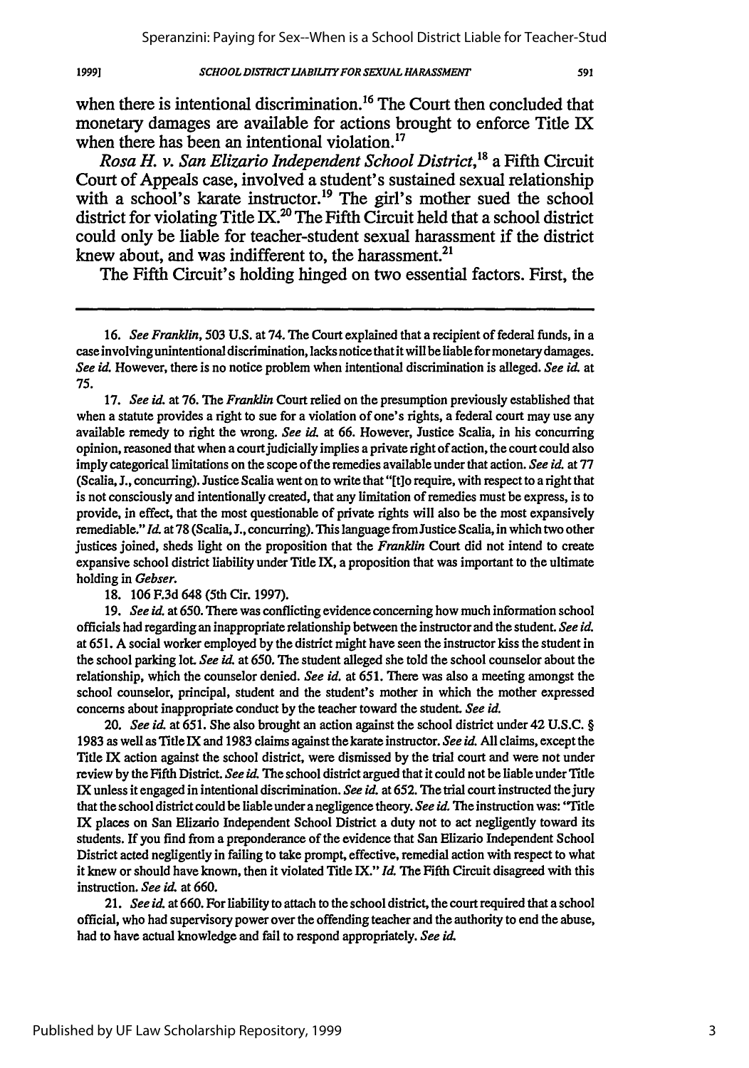when there is intentional discrimination.[16] The Court then concluded that monetary damages are available for actions brought to enforce Title IX when there has been an intentional violation.[17]

*Rosa H. v. San Elizario Independent School District*,[18] a Fifth Circuit Court of Appeals case, involved a student's sustained sexual relationship with a school's karate instructor.[19] The girl's mother sued the school district for violating Title IX.[20] The Fifth Circuit held that a school district could only be liable for teacher-student sexual harassment if the district knew about, and was indifferent to, the harassment.[21]

The Fifth Circuit's holding hinged on two essential factors. First, the

---

16. *See Franklin*, 503 U.S. at 74. The Court explained that a recipient of federal funds, in a case involving unintentional discrimination, lacks notice that it will be liable for monetary damages. *See id.* However, there is no notice problem when intentional discrimination is alleged. *See id.* at 75.

17. *See id.* at 76. The *Franklin* Court relied on the presumption previously established that when a statute provides a right to sue for a violation of one's rights, a federal court may use any available remedy to right the wrong. *See id.* at 66. However, Justice Scalia, in his concurring opinion, reasoned that when a court judicially implies a private right of action, the court could also imply categorical limitations on the scope of the remedies available under that action. *See id.* at 77 (Scalia, J., concurring). Justice Scalia went on to write that "[t]o require, with respect to a right that is not consciously and intentionally created, that any limitation of remedies must be express, is to provide, in effect, that the most questionable of private rights will also be the most expansively remediable." *Id.* at 78 (Scalia, J., concurring). This language from Justice Scalia, in which two other justices joined, sheds light on the proposition that the *Franklin* Court did not intend to create expansive school district liability under Title IX, a proposition that was important to the ultimate holding in *Gebser*.

18. 106 F.3d 648 (5th Cir. 1997).

19. *See id.* at 650. There was conflicting evidence concerning how much information school officials had regarding an inappropriate relationship between the instructor and the student. *See id.* at 651. A social worker employed by the district might have seen the instructor kiss the student in the school parking lot. *See id.* at 650. The student alleged she told the school counselor about the relationship, which the counselor denied. *See id.* at 651. There was also a meeting amongst the school counselor, principal, student and the student's mother in which the mother expressed concerns about inappropriate conduct by the teacher toward the student. *See id.*

20. *See id.* at 651. She also brought an action against the school district under 42 U.S.C. § 1983 as well as Title IX and 1983 claims against the karate instructor. *See id.* All claims, except the Title IX action against the school district, were dismissed by the trial court and were not under review by the Fifth District. *See id.* The school district argued that it could not be liable under Title IX unless it engaged in intentional discrimination. *See id.* at 652. The trial court instructed the jury that the school district could be liable under a negligence theory. *See id.* The instruction was: "Title IX places on San Elizario Independent School District a duty not to act negligently toward its students. If you find from a preponderance of the evidence that San Elizario Independent School District acted negligently in failing to take prompt, effective, remedial action with respect to what it knew or should have known, then it violated Title IX." *Id.* The Fifth Circuit disagreed with this instruction. *See id.* at 660.

21. *See id.* at 660. For liability to attach to the school district, the court required that a school official, who had supervisory power over the offending teacher and the authority to end the abuse, had to have actual knowledge and fail to respond appropriately. *See id.*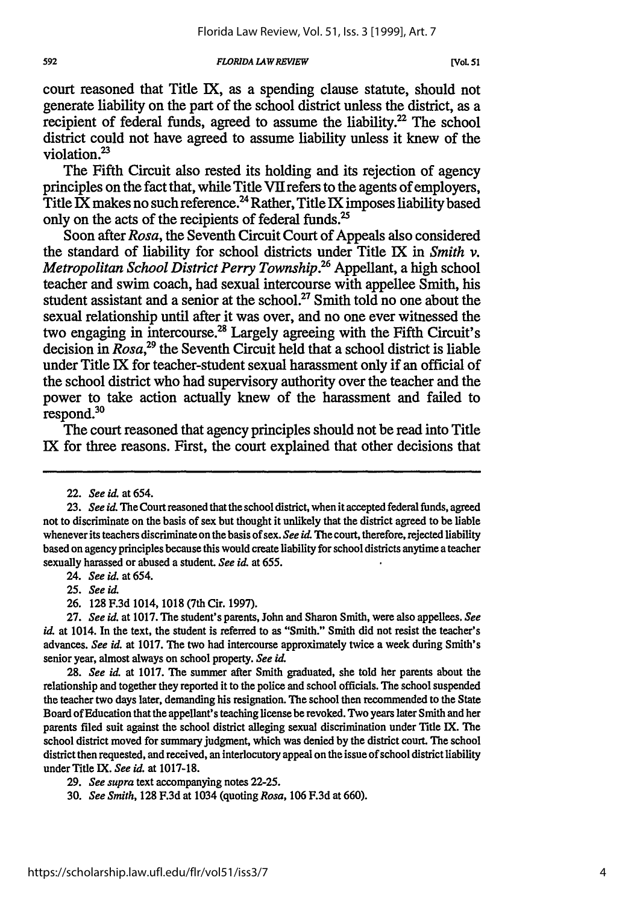court reasoned that Title IX, as a spending clause statute, should not generate liability on the part of the school district unless the district, as a recipient of federal funds, agreed to assume the liability.[22] The school district could not have agreed to assume liability unless it knew of the violation.[23]

The Fifth Circuit also rested its holding and its rejection of agency principles on the fact that, while Title VII refers to the agents of employers, Title IX makes no such reference.[24] Rather, Title IX imposes liability based only on the acts of the recipients of federal funds.[25]

Soon after *Rosa*, the Seventh Circuit Court of Appeals also considered the standard of liability for school districts under Title IX in *Smith v. Metropolitan School District Perry Township*.[26] Appellant, a high school teacher and swim coach, had sexual intercourse with appellee Smith, his student assistant and a senior at the school.[27] Smith told no one about the sexual relationship until after it was over, and no one ever witnessed the two engaging in intercourse.[28] Largely agreeing with the Fifth Circuit's decision in *Rosa*,[29] the Seventh Circuit held that a school district is liable under Title IX for teacher-student sexual harassment only if an official of the school district who had supervisory authority over the teacher and the power to take action actually knew of the harassment and failed to respond.[30]

The court reasoned that agency principles should not be read into Title IX for three reasons. First, the court explained that other decisions that

---

22. *See id.* at 654.

23. *See id.* The Court reasoned that the school district, when it accepted federal funds, agreed not to discriminate on the basis of sex but thought it unlikely that the district agreed to be liable whenever its teachers discriminate on the basis of sex. *See id.* The court, therefore, rejected liability based on agency principles because this would create liability for school districts anytime a teacher sexually harassed or abused a student. *See id.* at 655.

24. *See id.* at 654.

25. *See id.*

26. 128 F.3d 1014, 1018 (7th Cir. 1997).

27. *See id.* at 1017. The student's parents, John and Sharon Smith, were also appellees. *See id.* at 1014. In the text, the student is referred to as "Smith." Smith did not resist the teacher's advances. *See id.* at 1017. The two had intercourse approximately twice a week during Smith's senior year, almost always on school property. *See id.*

28. *See id.* at 1017. The summer after Smith graduated, she told her parents about the relationship and together they reported it to the police and school officials. The school suspended the teacher two days later, demanding his resignation. The school then recommended to the State Board of Education that the appellant's teaching license be revoked. Two years later Smith and her parents filed suit against the school district alleging sexual discrimination under Title IX. The school district moved for summary judgment, which was denied by the district court. The school district then requested, and received, an interlocutory appeal on the issue of school district liability under Title IX. *See id.* at 1017-18.

29. *See supra* text accompanying notes 22-25.

30. *See Smith*, 128 F.3d at 1034 (quoting *Rosa*, 106 F.3d at 660).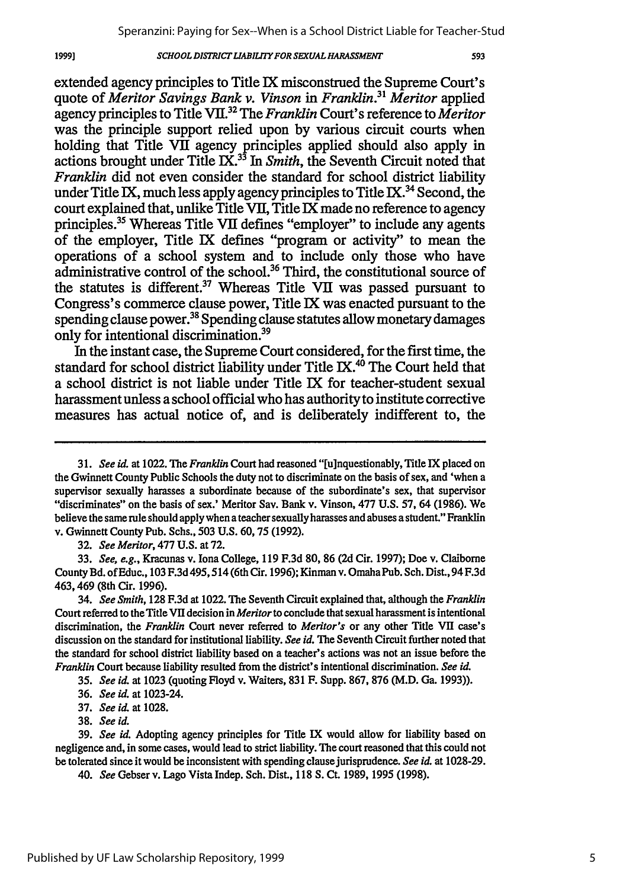extended agency principles to Title IX misconstrued the Supreme Court's quote of *Meritor Savings Bank v. Vinson* in *Franklin*.[31] *Meritor* applied agency principles to Title VII.[32] The *Franklin* Court's reference to *Meritor* was the principle support relied upon by various circuit courts when holding that Title VII agency principles applied should also apply in actions brought under Title IX.[33] In *Smith*, the Seventh Circuit noted that *Franklin* did not even consider the standard for school district liability under Title IX, much less apply agency principles to Title IX.[34] Second, the court explained that, unlike Title VII, Title IX made no reference to agency principles.[35] Whereas Title VII defines "employer" to include any agents of the employer, Title IX defines "program or activity" to mean the operations of a school system and to include only those who have administrative control of the school.[36] Third, the constitutional source of the statutes is different.[37] Whereas Title VII was passed pursuant to Congress's commerce clause power, Title IX was enacted pursuant to the spending clause power.[38] Spending clause statutes allow monetary damages only for intentional discrimination.[39]

In the instant case, the Supreme Court considered, for the first time, the standard for school district liability under Title IX.[40] The Court held that a school district is not liable under Title IX for teacher-student sexual harassment unless a school official who has authority to institute corrective measures has actual notice of, and is deliberately indifferent to, the

---

31. *See id.* at 1022. The *Franklin* Court had reasoned "[u]nquestionably, Title IX placed on the Gwinnett County Public Schools the duty not to discriminate on the basis of sex, and 'when a supervisor sexually harasses a subordinate because of the subordinate's sex, that supervisor "discriminates" on the basis of sex.' Meritor Sav. Bank v. Vinson, 477 U.S. 57, 64 (1986). We believe the same rule should apply when a teacher sexually harasses and abuses a student." Franklin v. Gwinnett County Pub. Schs., 503 U.S. 60, 75 (1992).

32. *See Meritor*, 477 U.S. at 72.

33. *See, e.g.*, Kracunas v. Iona College, 119 F.3d 80, 86 (2d Cir. 1997); Doe v. Claiborne County Bd. of Educ., 103 F.3d 495, 514 (6th Cir. 1996); Kinman v. Omaha Pub. Sch. Dist., 94 F.3d 463, 469 (8th Cir. 1996).

34. *See Smith*, 128 F.3d at 1022. The Seventh Circuit explained that, although the *Franklin* Court referred to the Title VII decision in *Meritor* to conclude that sexual harassment is intentional discrimination, the *Franklin* Court never referred to *Meritor's* or any other Title VII case's discussion on the standard for institutional liability. *See id.* The Seventh Circuit further noted that the standard for school district liability based on a teacher's actions was not an issue before the *Franklin* Court because liability resulted from the district's intentional discrimination. *See id.*

35. *See id.* at 1023 (quoting Floyd v. Waiters, 831 F. Supp. 867, 876 (M.D. Ga. 1993)).

36. *See id.* at 1023-24.

37. *See id.* at 1028.

38. *See id.*

39. *See id.* Adopting agency principles for Title IX would allow for liability based on negligence and, in some cases, would lead to strict liability. The court reasoned that this could not be tolerated since it would be inconsistent with spending clause jurisprudence. *See id.* at 1028-29.

40. *See* Gebser v. Lago Vista Indep. Sch. Dist., 118 S. Ct. 1989, 1995 (1998).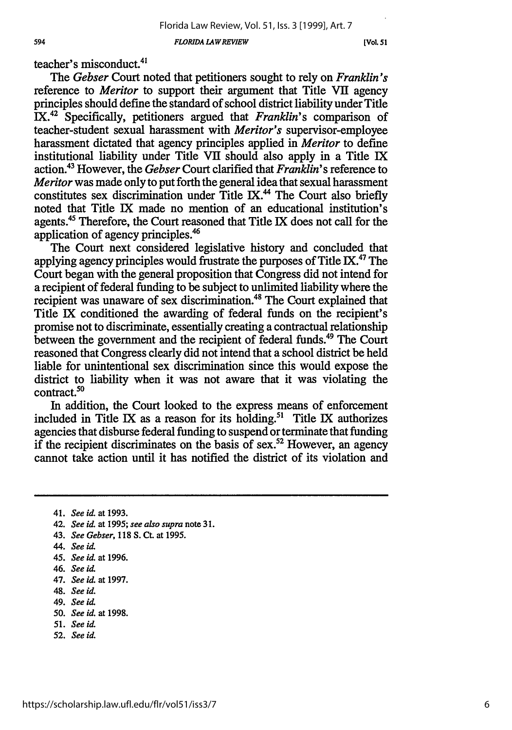teacher's misconduct.[41]

The *Gebser* Court noted that petitioners sought to rely on *Franklin's* reference to *Meritor* to support their argument that Title VII agency principles should define the standard of school district liability under Title IX.[42] Specifically, petitioners argued that *Franklin*'s comparison of teacher-student sexual harassment with *Meritor's* supervisor-employee harassment dictated that agency principles applied in *Meritor* to define institutional liability under Title VII should also apply in a Title IX action.[43] However, the *Gebser* Court clarified that *Franklin*'s reference to *Meritor* was made only to put forth the general idea that sexual harassment constitutes sex discrimination under Title IX.[44] The Court also briefly noted that Title IX made no mention of an educational institution's agents.[45] Therefore, the Court reasoned that Title IX does not call for the application of agency principles.[46]

The Court next considered legislative history and concluded that applying agency principles would frustrate the purposes of Title IX.[47] The Court began with the general proposition that Congress did not intend for a recipient of federal funding to be subject to unlimited liability where the recipient was unaware of sex discrimination.[48] The Court explained that Title IX conditioned the awarding of federal funds on the recipient's promise not to discriminate, essentially creating a contractual relationship between the government and the recipient of federal funds.[49] The Court reasoned that Congress clearly did not intend that a school district be held liable for unintentional sex discrimination since this would expose the district to liability when it was not aware that it was violating the contract.[50]

In addition, the Court looked to the express means of enforcement included in Title IX as a reason for its holding.[51] Title IX authorizes agencies that disburse federal funding to suspend or terminate that funding if the recipient discriminates on the basis of sex.[52] However, an agency cannot take action until it has notified the district of its violation and

---

41. *See id.* at 1993.
42. *See id.* at 1995; *see also supra* note 31.
43. *See Gebser*, 118 S. Ct. at 1995.
44. *See id.*
45. *See id.* at 1996.
46. *See id.*
47. *See id.* at 1997.
48. *See id.*
49. *See id.*
50. *See id.* at 1998.
51. *See id.*
52. *See id.*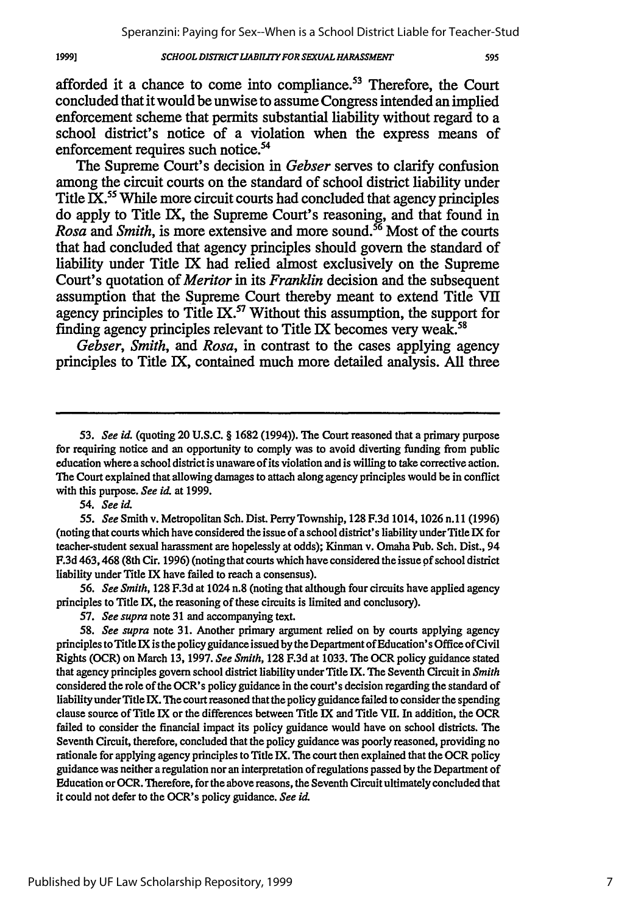afforded it a chance to come into compliance.[53] Therefore, the Court concluded that it would be unwise to assume Congress intended an implied enforcement scheme that permits substantial liability without regard to a school district's notice of a violation when the express means of enforcement requires such notice.[54]

The Supreme Court's decision in *Gebser* serves to clarify confusion among the circuit courts on the standard of school district liability under Title IX.[55] While more circuit courts had concluded that agency principles do apply to Title IX, the Supreme Court's reasoning, and that found in *Rosa* and *Smith*, is more extensive and more sound.[56] Most of the courts that had concluded that agency principles should govern the standard of liability under Title IX had relied almost exclusively on the Supreme Court's quotation of *Meritor* in its *Franklin* decision and the subsequent assumption that the Supreme Court thereby meant to extend Title VII agency principles to Title IX.[57] Without this assumption, the support for finding agency principles relevant to Title IX becomes very weak.[58]

*Gebser*, *Smith*, and *Rosa*, in contrast to the cases applying agency principles to Title IX, contained much more detailed analysis. All three

---

53. *See id.* (quoting 20 U.S.C. § 1682 (1994)). The Court reasoned that a primary purpose for requiring notice and an opportunity to comply was to avoid diverting funding from public education where a school district is unaware of its violation and is willing to take corrective action. The Court explained that allowing damages to attach along agency principles would be in conflict with this purpose. *See id.* at 1999.

54. *See id.*

55. *See* Smith v. Metropolitan Sch. Dist. Perry Township, 128 F.3d 1014, 1026 n.11 (1996) (noting that courts which have considered the issue of a school district's liability under Title IX for teacher-student sexual harassment are hopelessly at odds); Kinman v. Omaha Pub. Sch. Dist., 94 F.3d 463, 468 (8th Cir. 1996) (noting that courts which have considered the issue of school district liability under Title IX have failed to reach a consensus).

56. *See Smith*, 128 F.3d at 1024 n.8 (noting that although four circuits have applied agency principles to Title IX, the reasoning of these circuits is limited and conclusory).

57. *See supra* note 31 and accompanying text.

58. *See supra* note 31. Another primary argument relied on by courts applying agency principles to Title IX is the policy guidance issued by the Department of Education's Office of Civil Rights (OCR) on March 13, 1997. *See Smith*, 128 F.3d at 1033. The OCR policy guidance stated that agency principles govern school district liability under Title IX. The Seventh Circuit in *Smith* considered the role of the OCR's policy guidance in the court's decision regarding the standard of liability under Title IX. The court reasoned that the policy guidance failed to consider the spending clause source of Title IX or the differences between Title IX and Title VII. In addition, the OCR failed to consider the financial impact its policy guidance would have on school districts. The Seventh Circuit, therefore, concluded that the policy guidance was poorly reasoned, providing no rationale for applying agency principles to Title IX. The court then explained that the OCR policy guidance was neither a regulation nor an interpretation of regulations passed by the Department of Education or OCR. Therefore, for the above reasons, the Seventh Circuit ultimately concluded that it could not defer to the OCR's policy guidance. *See id.*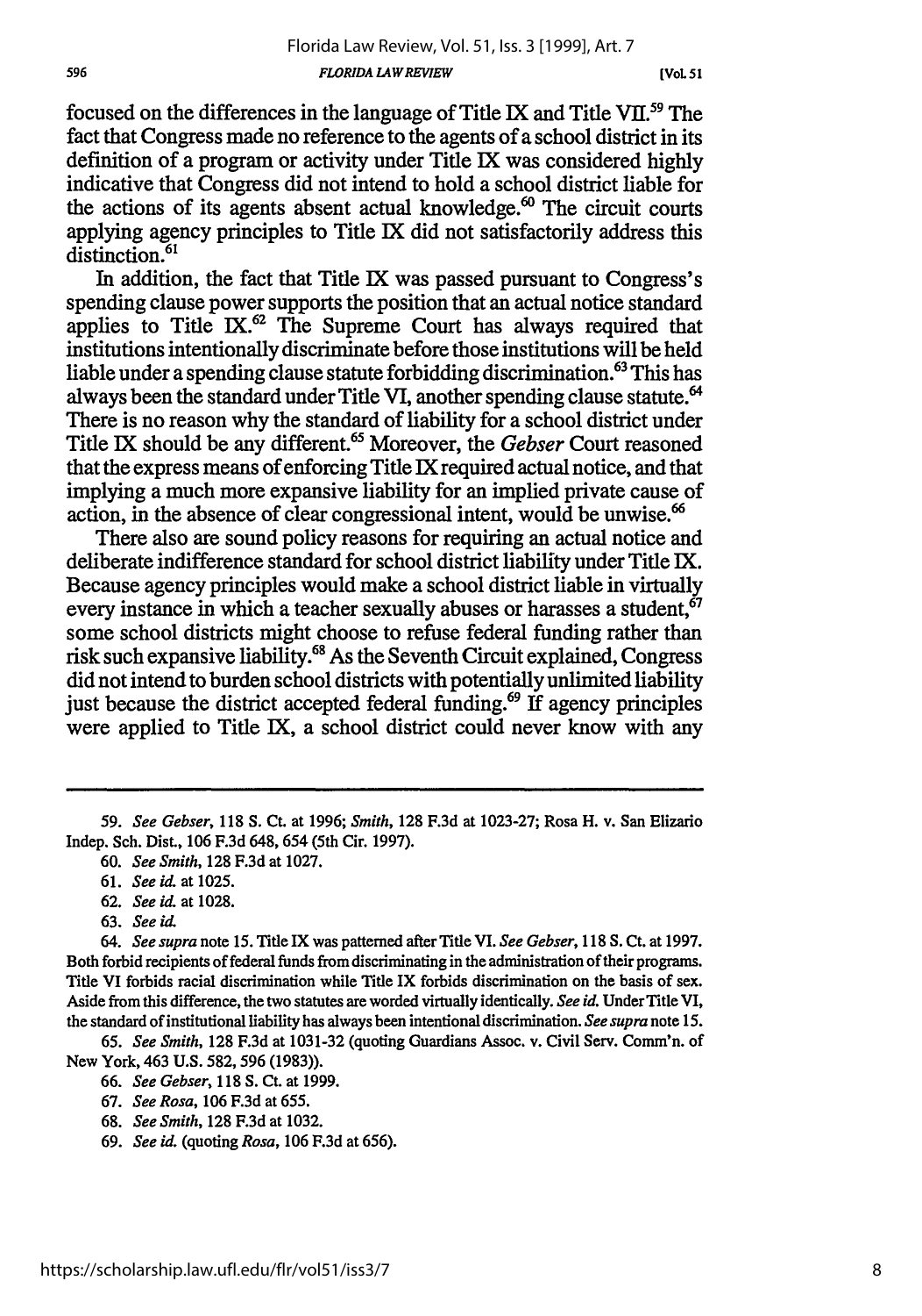focused on the differences in the language of Title IX and Title VII.[59] The fact that Congress made no reference to the agents of a school district in its definition of a program or activity under Title IX was considered highly indicative that Congress did not intend to hold a school district liable for the actions of its agents absent actual knowledge.[60] The circuit courts applying agency principles to Title IX did not satisfactorily address this distinction.[61]

In addition, the fact that Title IX was passed pursuant to Congress's spending clause power supports the position that an actual notice standard applies to Title IX.[62] The Supreme Court has always required that institutions intentionally discriminate before those institutions will be held liable under a spending clause statute forbidding discrimination.[63] This has always been the standard under Title VI, another spending clause statute.[64] There is no reason why the standard of liability for a school district under Title IX should be any different.[65] Moreover, the *Gebser* Court reasoned that the express means of enforcing Title IX required actual notice, and that implying a much more expansive liability for an implied private cause of action, in the absence of clear congressional intent, would be unwise.[66]

There also are sound policy reasons for requiring an actual notice and deliberate indifference standard for school district liability under Title IX. Because agency principles would make a school district liable in virtually every instance in which a teacher sexually abuses or harasses a student,[67] some school districts might choose to refuse federal funding rather than risk such expansive liability.[68] As the Seventh Circuit explained, Congress did not intend to burden school districts with potentially unlimited liability just because the district accepted federal funding.[69] If agency principles were applied to Title IX, a school district could never know with any

---

59. *See Gebser*, 118 S. Ct. at 1996; *Smith*, 128 F.3d at 1023-27; Rosa H. v. San Elizario Indep. Sch. Dist., 106 F.3d 648, 654 (5th Cir. 1997).

60. *See Smith*, 128 F.3d at 1027.

61. *See id.* at 1025.

62. *See id.* at 1028.

63. *See id.*

64. *See supra* note 15. Title IX was patterned after Title VI. *See Gebser*, 118 S. Ct. at 1997. Both forbid recipients of federal funds from discriminating in the administration of their programs. Title VI forbids racial discrimination while Title IX forbids discrimination on the basis of sex. Aside from this difference, the two statutes are worded virtually identically. *See id.* Under Title VI, the standard of institutional liability has always been intentional discrimination. *See supra* note 15.

65. *See Smith*, 128 F.3d at 1031-32 (quoting Guardians Assoc. v. Civil Serv. Comm'n. of New York, 463 U.S. 582, 596 (1983)).

66. *See Gebser*, 118 S. Ct. at 1999.

67. *See Rosa*, 106 F.3d at 655.

68. *See Smith*, 128 F.3d at 1032.

69. *See id.* (quoting *Rosa*, 106 F.3d at 656).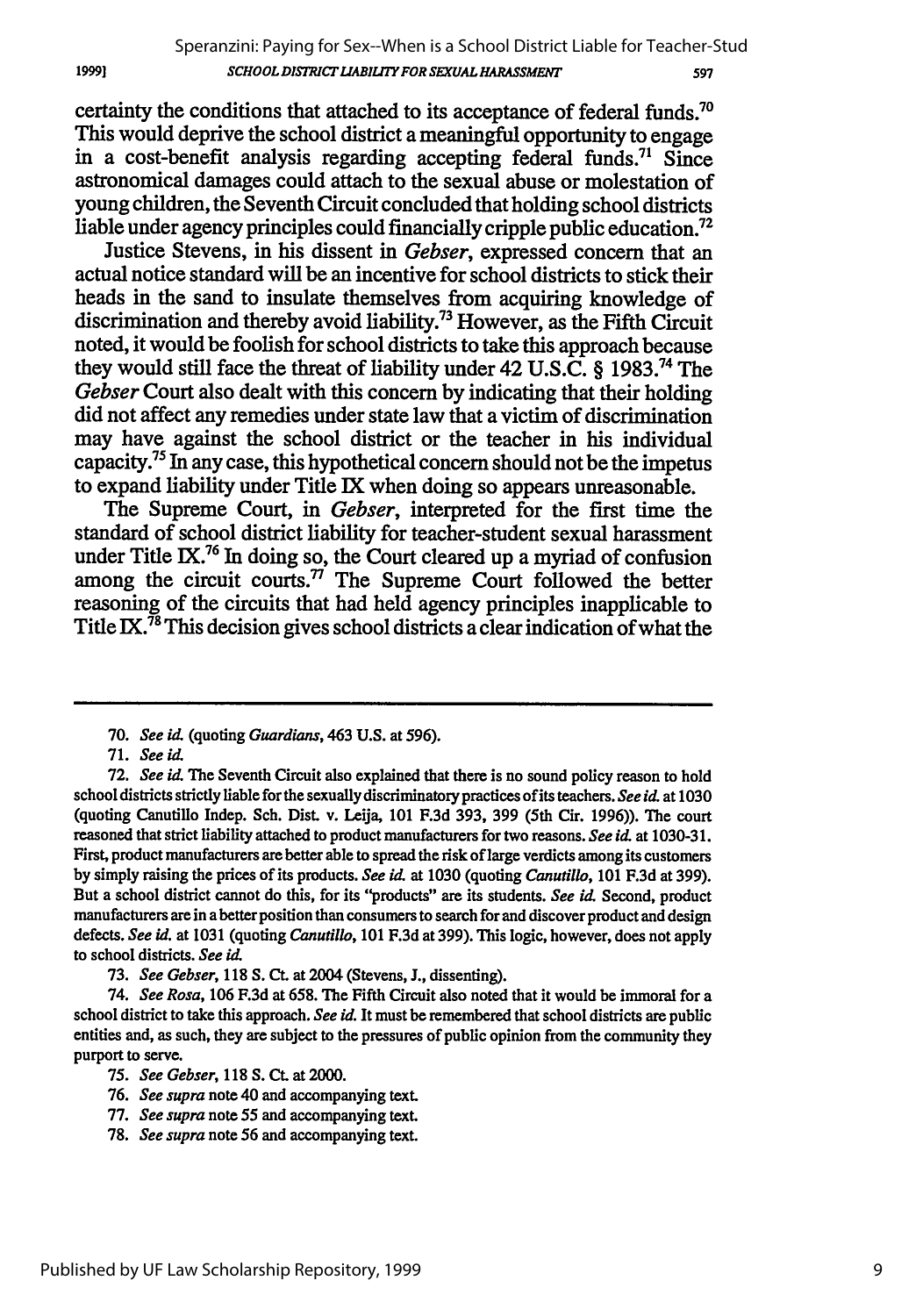certainty the conditions that attached to its acceptance of federal funds.[70] This would deprive the school district a meaningful opportunity to engage in a cost-benefit analysis regarding accepting federal funds.[71] Since astronomical damages could attach to the sexual abuse or molestation of young children, the Seventh Circuit concluded that holding school districts liable under agency principles could financially cripple public education.[72]

Justice Stevens, in his dissent in *Gebser*, expressed concern that an actual notice standard will be an incentive for school districts to stick their heads in the sand to insulate themselves from acquiring knowledge of discrimination and thereby avoid liability.[73] However, as the Fifth Circuit noted, it would be foolish for school districts to take this approach because they would still face the threat of liability under 42 U.S.C. § 1983.[74] The *Gebser* Court also dealt with this concern by indicating that their holding did not affect any remedies under state law that a victim of discrimination may have against the school district or the teacher in his individual capacity.[75] In any case, this hypothetical concern should not be the impetus to expand liability under Title IX when doing so appears unreasonable.

The Supreme Court, in *Gebser*, interpreted for the first time the standard of school district liability for teacher-student sexual harassment under Title IX.[76] In doing so, the Court cleared up a myriad of confusion among the circuit courts.[77] The Supreme Court followed the better reasoning of the circuits that had held agency principles inapplicable to Title IX.[78] This decision gives school districts a clear indication of what the

---

70. *See id.* (quoting *Guardians*, 463 U.S. at 596).

71. *See id.*

72. *See id.* The Seventh Circuit also explained that there is no sound policy reason to hold school districts strictly liable for the sexually discriminatory practices of its teachers. *See id.* at 1030 (quoting Canutillo Indep. Sch. Dist. v. Leija, 101 F.3d 393, 399 (5th Cir. 1996)). The court reasoned that strict liability attached to product manufacturers for two reasons. *See id.* at 1030-31. First, product manufacturers are better able to spread the risk of large verdicts among its customers by simply raising the prices of its products. *See id.* at 1030 (quoting *Canutillo*, 101 F.3d at 399). But a school district cannot do this, for its "products" are its students. *See id.* Second, product manufacturers are in a better position than consumers to search for and discover product and design defects. *See id.* at 1031 (quoting *Canutillo*, 101 F.3d at 399). This logic, however, does not apply to school districts. *See id.*

73. *See Gebser*, 118 S. Ct. at 2004 (Stevens, J., dissenting).

74. *See Rosa*, 106 F.3d at 658. The Fifth Circuit also noted that it would be immoral for a school district to take this approach. *See id.* It must be remembered that school districts are public entities and, as such, they are subject to the pressures of public opinion from the community they purport to serve.

75. *See Gebser*, 118 S. Ct. at 2000.

76. *See supra* note 40 and accompanying text.

77. *See supra* note 55 and accompanying text.

78. *See supra* note 56 and accompanying text.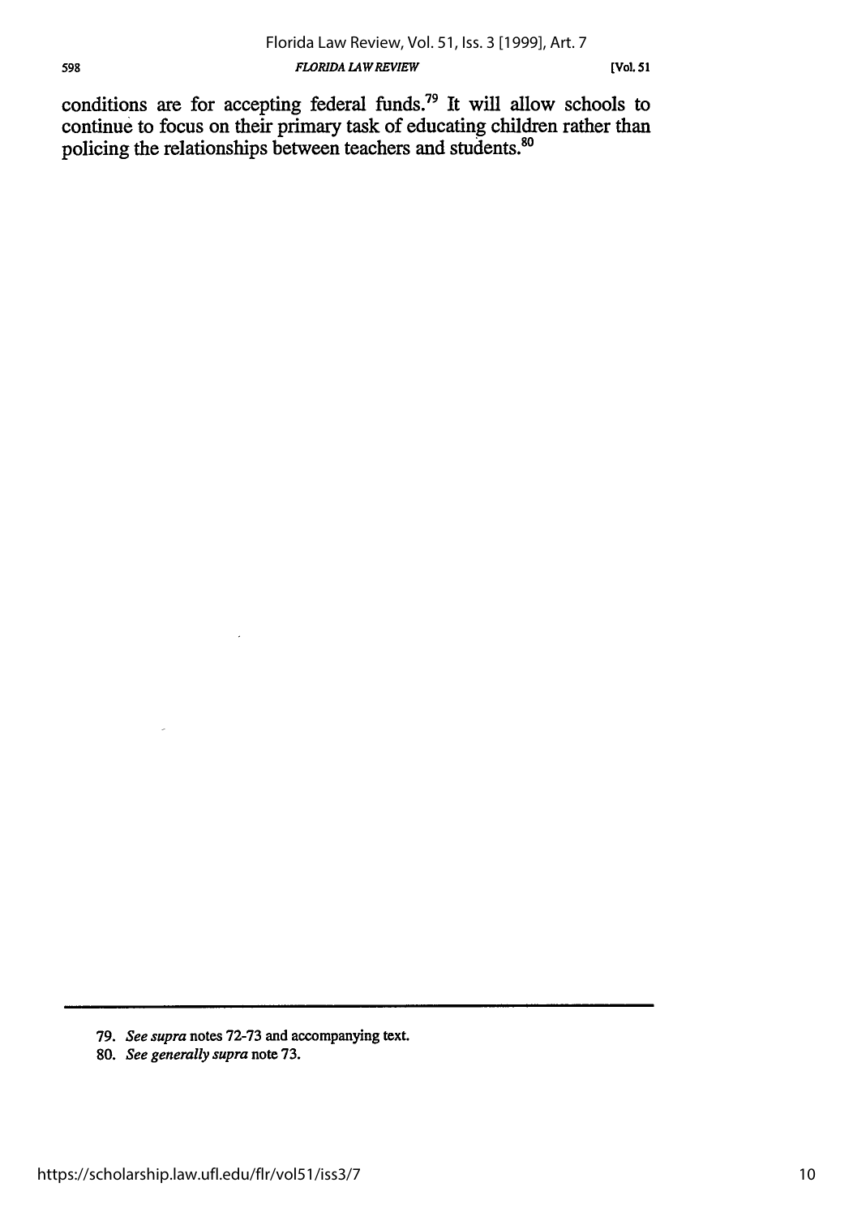conditions are for accepting federal funds.[79] It will allow schools to continue to focus on their primary task of educating children rather than policing the relationships between teachers and students.[80]

---

79. *See supra* notes 72-73 and accompanying text.

80. *See generally supra* note 73.